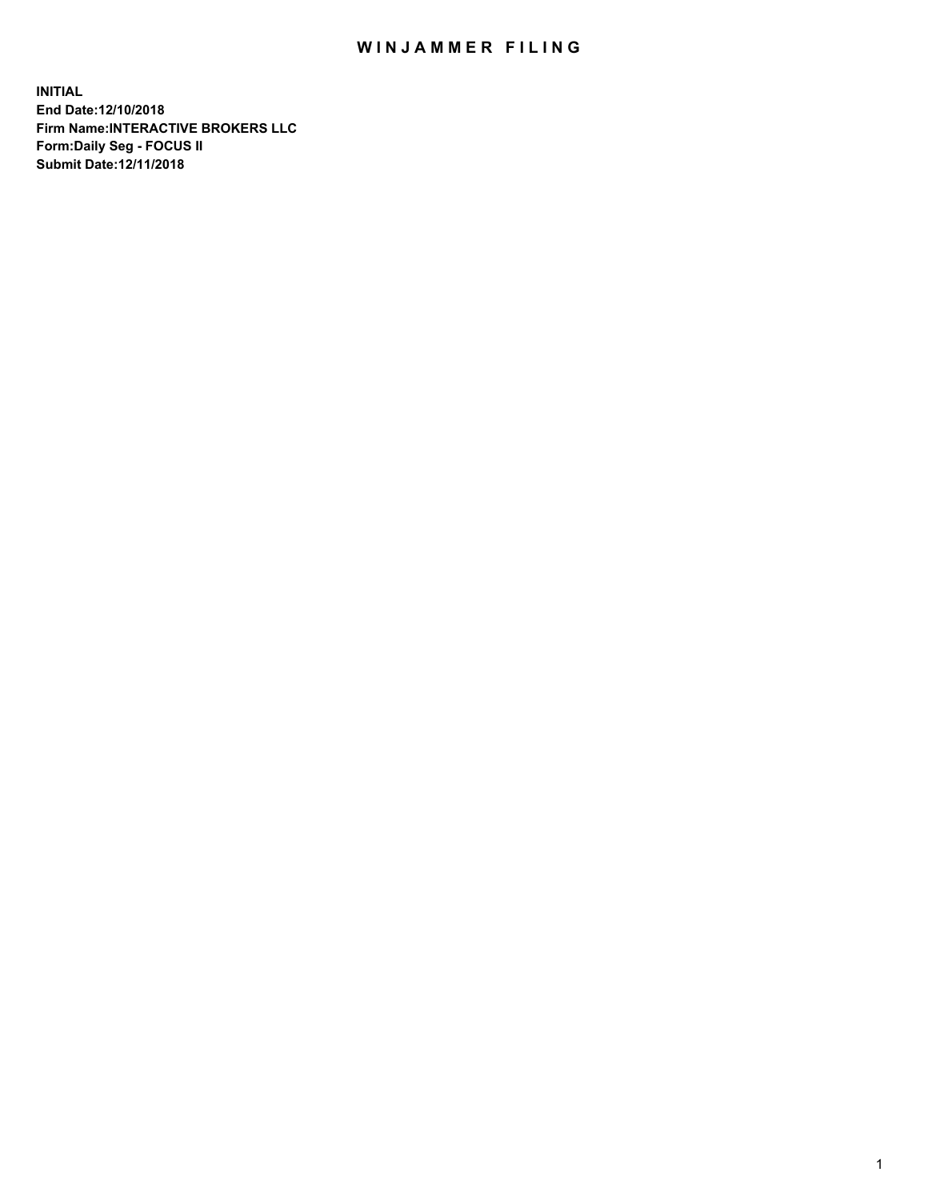# WINJAMMER FILING

**INITIAL**
**End Date:12/10/2018**
**Firm Name:INTERACTIVE BROKERS LLC**
**Form:Daily Seg - FOCUS II**
**Submit Date:12/11/2018**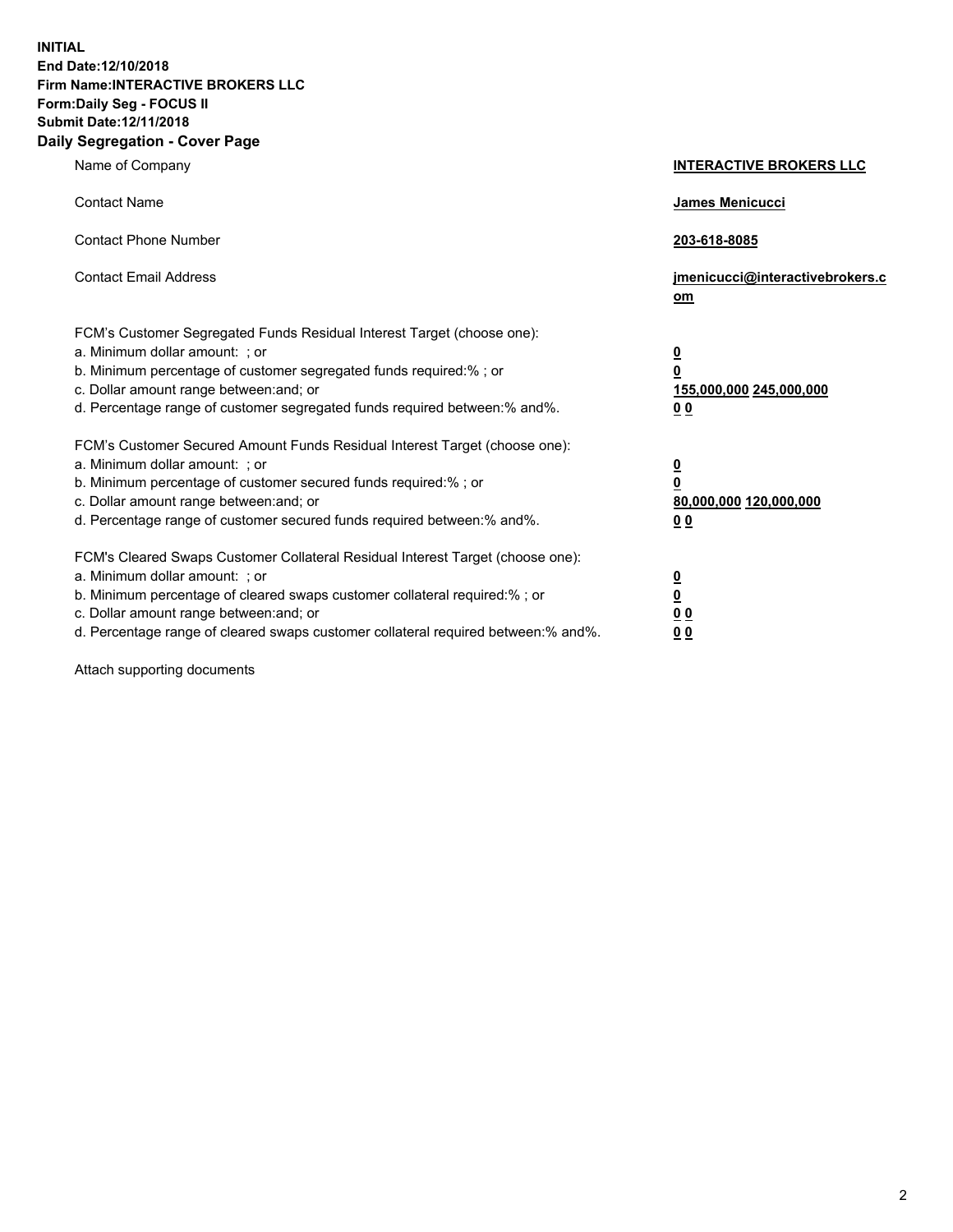**INITIAL**
**End Date:12/10/2018**
**Firm Name:INTERACTIVE BROKERS LLC**
**Form:Daily Seg - FOCUS II**
**Submit Date:12/11/2018**

## Daily Segregation - Cover Page

| | |
|---|---|
| Name of Company | **INTERACTIVE BROKERS LLC** |
| Contact Name | **James Menicucci** |
| Contact Phone Number | **203-618-8085** |
| Contact Email Address | **jmenicucci@interactivebrokers.com** |

FCM's Customer Segregated Funds Residual Interest Target (choose one):

| | |
|---|---|
| a. Minimum dollar amount: ; or | **0** |
| b. Minimum percentage of customer segregated funds required:% ; or | **0** |
| c. Dollar amount range between:and; or | **155,000,000 245,000,000** |
| d. Percentage range of customer segregated funds required between:% and%. | **0 0** |

FCM's Customer Secured Amount Funds Residual Interest Target (choose one):

| | |
|---|---|
| a. Minimum dollar amount: ; or | **0** |
| b. Minimum percentage of customer secured funds required:% ; or | **0** |
| c. Dollar amount range between:and; or | **80,000,000 120,000,000** |
| d. Percentage range of customer secured funds required between:% and%. | **0 0** |

FCM's Cleared Swaps Customer Collateral Residual Interest Target (choose one):

| | |
|---|---|
| a. Minimum dollar amount: ; or | **0** |
| b. Minimum percentage of cleared swaps customer collateral required:% ; or | **0** |
| c. Dollar amount range between:and; or | **0 0** |
| d. Percentage range of cleared swaps customer collateral required between:% and%. | **0 0** |

Attach supporting documents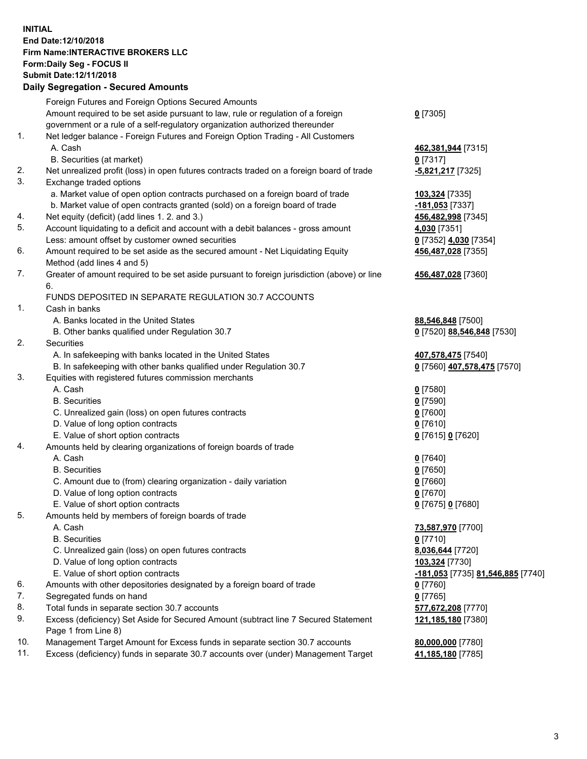**INITIAL**
**End Date:12/10/2018**
**Firm Name:INTERACTIVE BROKERS LLC**
**Form:Daily Seg - FOCUS II**
**Submit Date:12/11/2018**

## Daily Segregation - Secured Amounts

| | | |
|---|---|---|
| | Foreign Futures and Foreign Options Secured Amounts | |
| | Amount required to be set aside pursuant to law, rule or regulation of a foreign government or a rule of a self-regulatory organization authorized thereunder | **0** [7305] |
| 1. | Net ledger balance - Foreign Futures and Foreign Option Trading - All Customers | |
| | A. Cash | **462,381,944** [7315] |
| | B. Securities (at market) | **0** [7317] |
| 2. | Net unrealized profit (loss) in open futures contracts traded on a foreign board of trade | **-5,821,217** [7325] |
| 3. | Exchange traded options | |
| | a. Market value of open option contracts purchased on a foreign board of trade | **103,324** [7335] |
| | b. Market value of open contracts granted (sold) on a foreign board of trade | **-181,053** [7337] |
| 4. | Net equity (deficit) (add lines 1. 2. and 3.) | **456,482,998** [7345] |
| 5. | Account liquidating to a deficit and account with a debit balances - gross amount | **4,030** [7351] |
| | Less: amount offset by customer owned securities | **0** [7352] **4,030** [7354] |
| 6. | Amount required to be set aside as the secured amount - Net Liquidating Equity Method (add lines 4 and 5) | **456,487,028** [7355] |
| 7. | Greater of amount required to be set aside pursuant to foreign jurisdiction (above) or line 6. | **456,487,028** [7360] |
| | FUNDS DEPOSITED IN SEPARATE REGULATION 30.7 ACCOUNTS | |
| 1. | Cash in banks | |
| | A. Banks located in the United States | **88,546,848** [7500] |
| | B. Other banks qualified under Regulation 30.7 | **0** [7520] **88,546,848** [7530] |
| 2. | Securities | |
| | A. In safekeeping with banks located in the United States | **407,578,475** [7540] |
| | B. In safekeeping with other banks qualified under Regulation 30.7 | **0** [7560] **407,578,475** [7570] |
| 3. | Equities with registered futures commission merchants | |
| | A. Cash | **0** [7580] |
| | B. Securities | **0** [7590] |
| | C. Unrealized gain (loss) on open futures contracts | **0** [7600] |
| | D. Value of long option contracts | **0** [7610] |
| | E. Value of short option contracts | **0** [7615] **0** [7620] |
| 4. | Amounts held by clearing organizations of foreign boards of trade | |
| | A. Cash | **0** [7640] |
| | B. Securities | **0** [7650] |
| | C. Amount due to (from) clearing organization - daily variation | **0** [7660] |
| | D. Value of long option contracts | **0** [7670] |
| | E. Value of short option contracts | **0** [7675] **0** [7680] |
| 5. | Amounts held by members of foreign boards of trade | |
| | A. Cash | **73,587,970** [7700] |
| | B. Securities | **0** [7710] |
| | C. Unrealized gain (loss) on open futures contracts | **8,036,644** [7720] |
| | D. Value of long option contracts | **103,324** [7730] |
| | E. Value of short option contracts | **-181,053** [7735] **81,546,885** [7740] |
| 6. | Amounts with other depositories designated by a foreign board of trade | **0** [7760] |
| 7. | Segregated funds on hand | **0** [7765] |
| 8. | Total funds in separate section 30.7 accounts | **577,672,208** [7770] |
| 9. | Excess (deficiency) Set Aside for Secured Amount (subtract line 7 Secured Statement Page 1 from Line 8) | **121,185,180** [7380] |
| 10. | Management Target Amount for Excess funds in separate section 30.7 accounts | **80,000,000** [7780] |
| 11. | Excess (deficiency) funds in separate 30.7 accounts over (under) Management Target | **41,185,180** [7785] |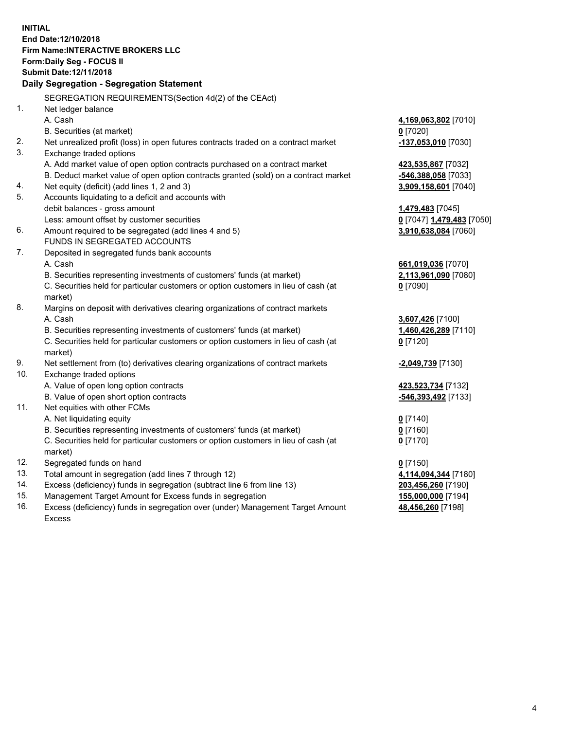**INITIAL**
**End Date:12/10/2018**
**Firm Name:INTERACTIVE BROKERS LLC**
**Form:Daily Seg - FOCUS II**
**Submit Date:12/11/2018**
**Daily Segregation - Segregation Statement**

| | | |
|---|---|---|
| | SEGREGATION REQUIREMENTS(Section 4d(2) of the CEAct) | |
| 1. | Net ledger balance | |
| | A. Cash | **4,169,063,802** [7010] |
| | B. Securities (at market) | **0** [7020] |
| 2. | Net unrealized profit (loss) in open futures contracts traded on a contract market | **-137,053,010** [7030] |
| 3. | Exchange traded options | |
| | A. Add market value of open option contracts purchased on a contract market | **423,535,867** [7032] |
| | B. Deduct market value of open option contracts granted (sold) on a contract market | **-546,388,058** [7033] |
| 4. | Net equity (deficit) (add lines 1, 2 and 3) | **3,909,158,601** [7040] |
| 5. | Accounts liquidating to a deficit and accounts with | |
| | debit balances - gross amount | **1,479,483** [7045] |
| | Less: amount offset by customer securities | **0** [7047] **1,479,483** [7050] |
| 6. | Amount required to be segregated (add lines 4 and 5) | **3,910,638,084** [7060] |
| | FUNDS IN SEGREGATED ACCOUNTS | |
| 7. | Deposited in segregated funds bank accounts | |
| | A. Cash | **661,019,036** [7070] |
| | B. Securities representing investments of customers' funds (at market) | **2,113,961,090** [7080] |
| | C. Securities held for particular customers or option customers in lieu of cash (at market) | **0** [7090] |
| 8. | Margins on deposit with derivatives clearing organizations of contract markets | |
| | A. Cash | **3,607,426** [7100] |
| | B. Securities representing investments of customers' funds (at market) | **1,460,426,289** [7110] |
| | C. Securities held for particular customers or option customers in lieu of cash (at market) | **0** [7120] |
| 9. | Net settlement from (to) derivatives clearing organizations of contract markets | **-2,049,739** [7130] |
| 10. | Exchange traded options | |
| | A. Value of open long option contracts | **423,523,734** [7132] |
| | B. Value of open short option contracts | **-546,393,492** [7133] |
| 11. | Net equities with other FCMs | |
| | A. Net liquidating equity | **0** [7140] |
| | B. Securities representing investments of customers' funds (at market) | **0** [7160] |
| | C. Securities held for particular customers or option customers in lieu of cash (at market) | **0** [7170] |
| 12. | Segregated funds on hand | **0** [7150] |
| 13. | Total amount in segregation (add lines 7 through 12) | **4,114,094,344** [7180] |
| 14. | Excess (deficiency) funds in segregation (subtract line 6 from line 13) | **203,456,260** [7190] |
| 15. | Management Target Amount for Excess funds in segregation | **155,000,000** [7194] |
| 16. | Excess (deficiency) funds in segregation over (under) Management Target Amount Excess | **48,456,260** [7198] |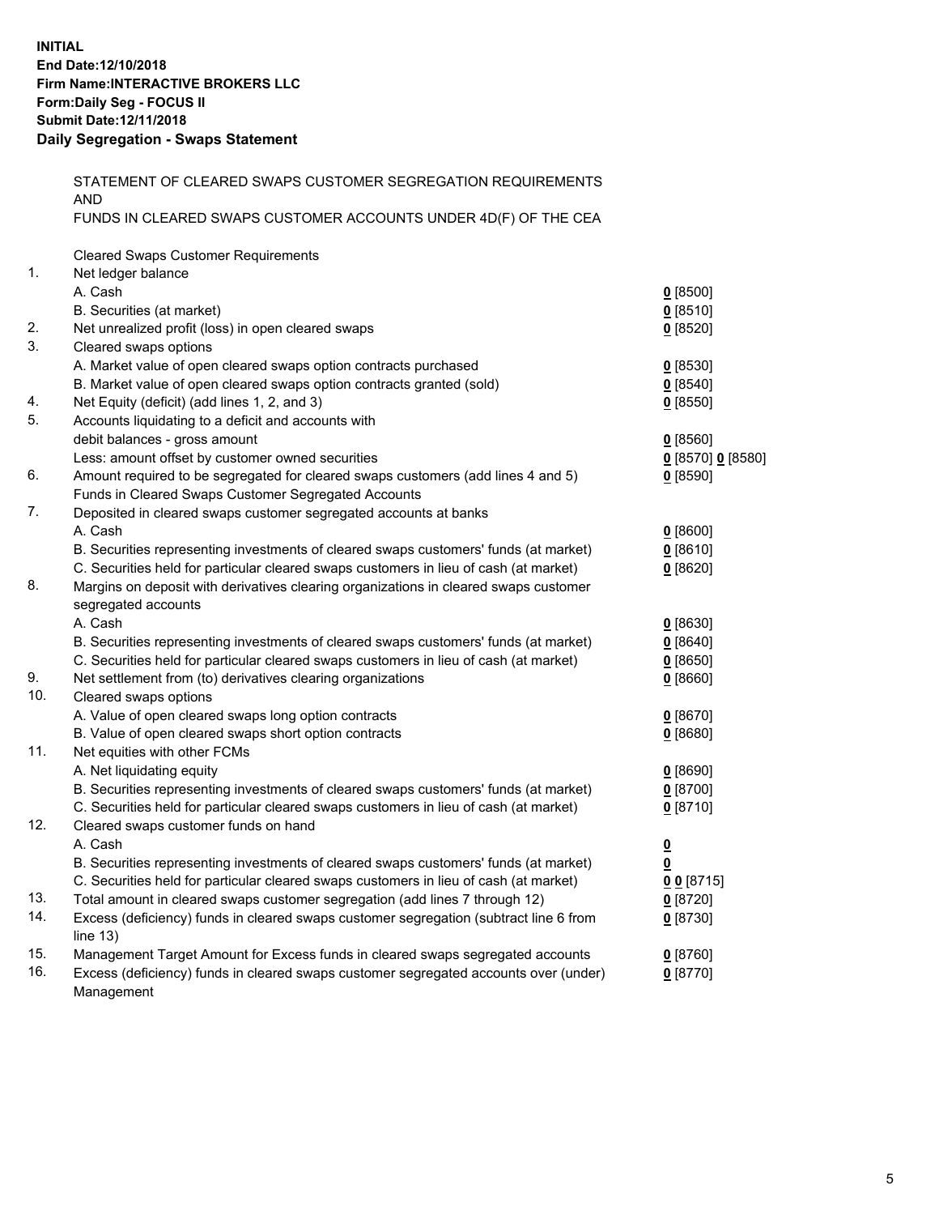**INITIAL**
**End Date:12/10/2018**
**Firm Name:INTERACTIVE BROKERS LLC**
**Form:Daily Seg - FOCUS II**
**Submit Date:12/11/2018**
**Daily Segregation - Swaps Statement**

STATEMENT OF CLEARED SWAPS CUSTOMER SEGREGATION REQUIREMENTS AND FUNDS IN CLEARED SWAPS CUSTOMER ACCOUNTS UNDER 4D(F) OF THE CEA

| | | |
|---|---|---|
| | Cleared Swaps Customer Requirements | |
| 1. | Net ledger balance | |
| | A. Cash | 0 [8500] |
| | B. Securities (at market) | 0 [8510] |
| 2. | Net unrealized profit (loss) in open cleared swaps | 0 [8520] |
| 3. | Cleared swaps options | |
| | A. Market value of open cleared swaps option contracts purchased | 0 [8530] |
| | B. Market value of open cleared swaps option contracts granted (sold) | 0 [8540] |
| 4. | Net Equity (deficit) (add lines 1, 2, and 3) | 0 [8550] |
| 5. | Accounts liquidating to a deficit and accounts with debit balances - gross amount | 0 [8560] |
| | Less: amount offset by customer owned securities | 0 [8570] 0 [8580] |
| 6. | Amount required to be segregated for cleared swaps customers (add lines 4 and 5) | 0 [8590] |
| | Funds in Cleared Swaps Customer Segregated Accounts | |
| 7. | Deposited in cleared swaps customer segregated accounts at banks | |
| | A. Cash | 0 [8600] |
| | B. Securities representing investments of cleared swaps customers' funds (at market) | 0 [8610] |
| | C. Securities held for particular cleared swaps customers in lieu of cash (at market) | 0 [8620] |
| 8. | Margins on deposit with derivatives clearing organizations in cleared swaps customer segregated accounts | |
| | A. Cash | 0 [8630] |
| | B. Securities representing investments of cleared swaps customers' funds (at market) | 0 [8640] |
| | C. Securities held for particular cleared swaps customers in lieu of cash (at market) | 0 [8650] |
| 9. | Net settlement from (to) derivatives clearing organizations | 0 [8660] |
| 10. | Cleared swaps options | |
| | A. Value of open cleared swaps long option contracts | 0 [8670] |
| | B. Value of open cleared swaps short option contracts | 0 [8680] |
| 11. | Net equities with other FCMs | |
| | A. Net liquidating equity | 0 [8690] |
| | B. Securities representing investments of cleared swaps customers' funds (at market) | 0 [8700] |
| | C. Securities held for particular cleared swaps customers in lieu of cash (at market) | 0 [8710] |
| 12. | Cleared swaps customer funds on hand | |
| | A. Cash | 0 |
| | B. Securities representing investments of cleared swaps customers' funds (at market) | 0 |
| | C. Securities held for particular cleared swaps customers in lieu of cash (at market) | 0 0 [8715] |
| 13. | Total amount in cleared swaps customer segregation (add lines 7 through 12) | 0 [8720] |
| 14. | Excess (deficiency) funds in cleared swaps customer segregation (subtract line 6 from line 13) | 0 [8730] |
| 15. | Management Target Amount for Excess funds in cleared swaps segregated accounts | 0 [8760] |
| 16. | Excess (deficiency) funds in cleared swaps customer segregated accounts over (under) Management | 0 [8770] |